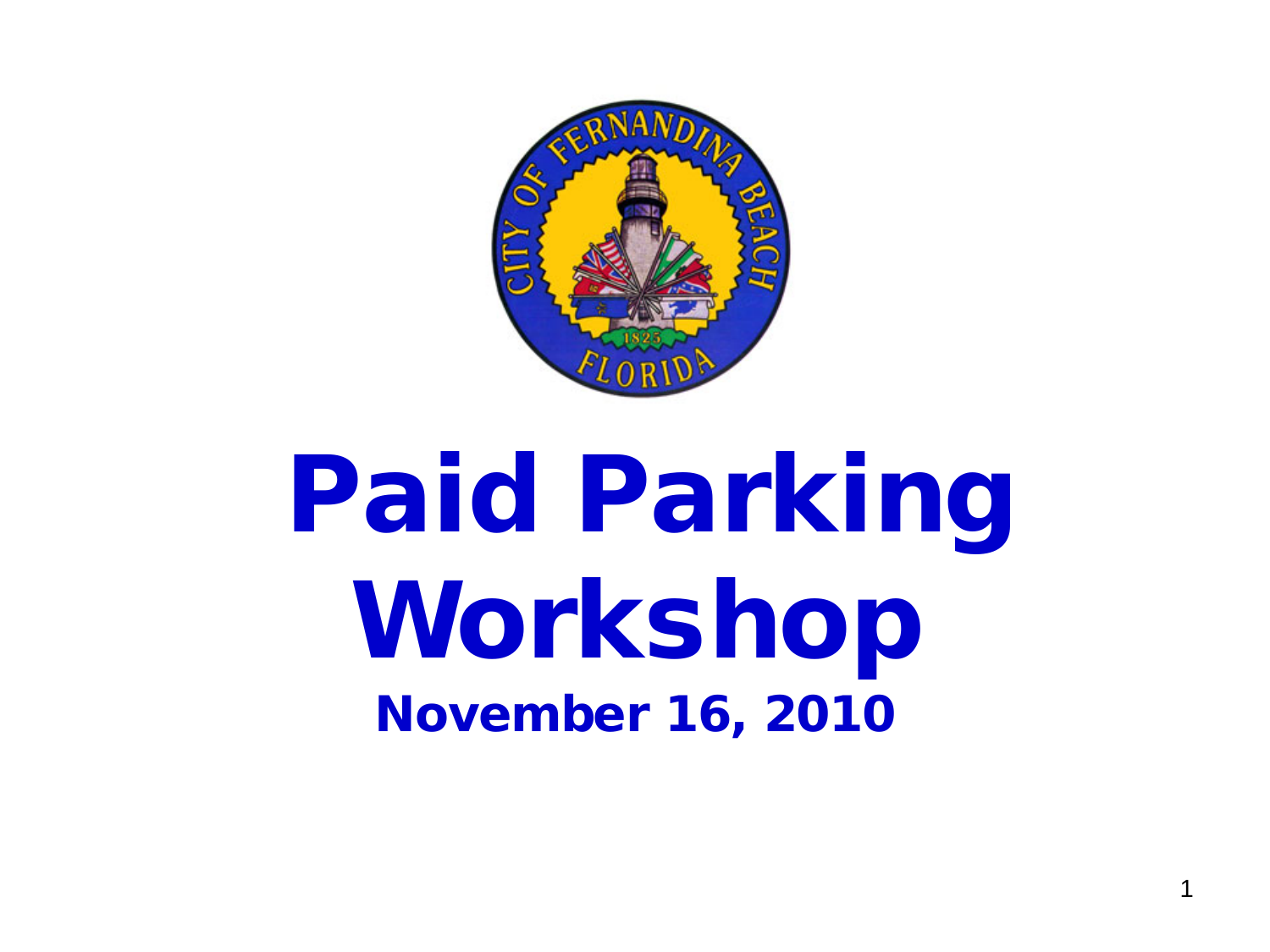# Paid Parking Workshop

**November 16, 2010**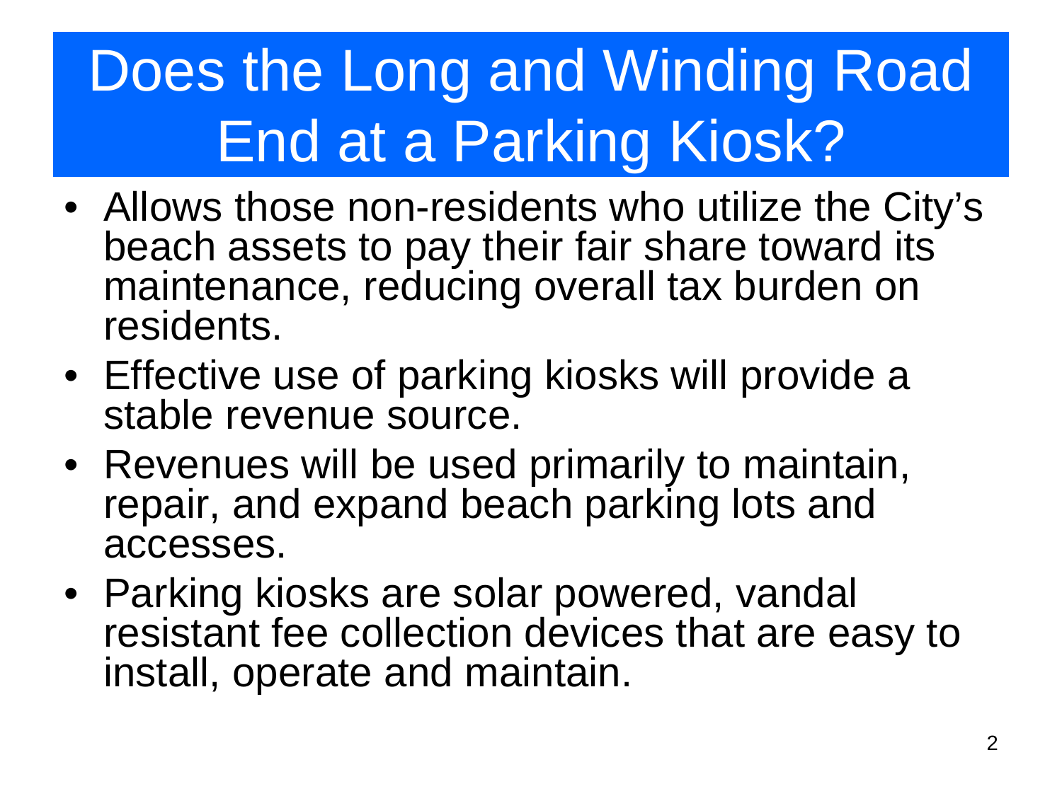# Does the Long and Winding Road End at a Parking Kiosk?

- Allows those non-residents who utilize the City's beach assets to pay their fair share toward its maintenance, reducing overall tax burden on residents.
- Effective use of parking kiosks will provide a stable revenue source.
- Revenues will be used primarily to maintain, repair, and expand beach parking lots and accesses.
- Parking kiosks are solar powered, vandal resistant fee collection devices that are easy to install, operate and maintain.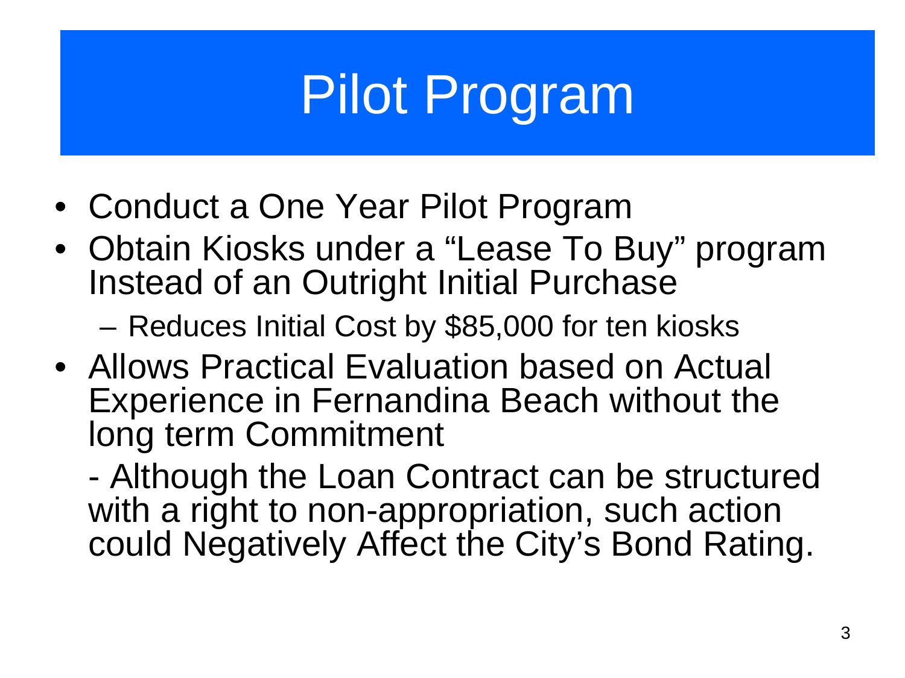# Pilot Program

- Conduct a One Year Pilot Program
- Obtain Kiosks under a "Lease To Buy" program Instead of an Outright Initial Purchase
  - Reduces Initial Cost by $85,000 for ten kiosks
- Allows Practical Evaluation based on Actual Experience in Fernandina Beach without the long term Commitment

  - Although the Loan Contract can be structured with a right to non-appropriation, such action could Negatively Affect the City's Bond Rating.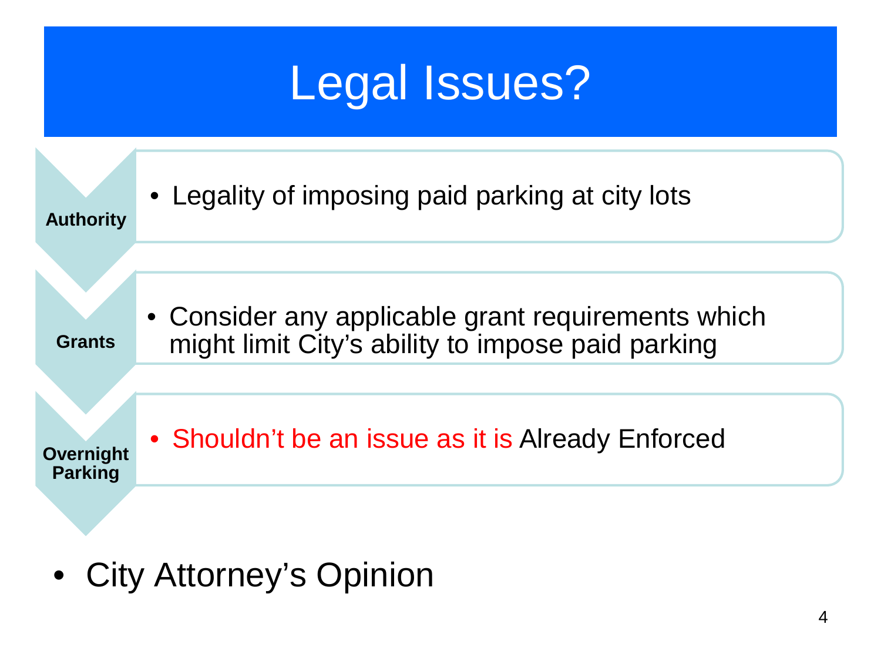# Legal Issues?

**Authority**

- Legality of imposing paid parking at city lots

**Grants**

- Consider any applicable grant requirements which might limit City's ability to impose paid parking

**Overnight Parking**

- Shouldn't be an issue as it is Already Enforced

- City Attorney's Opinion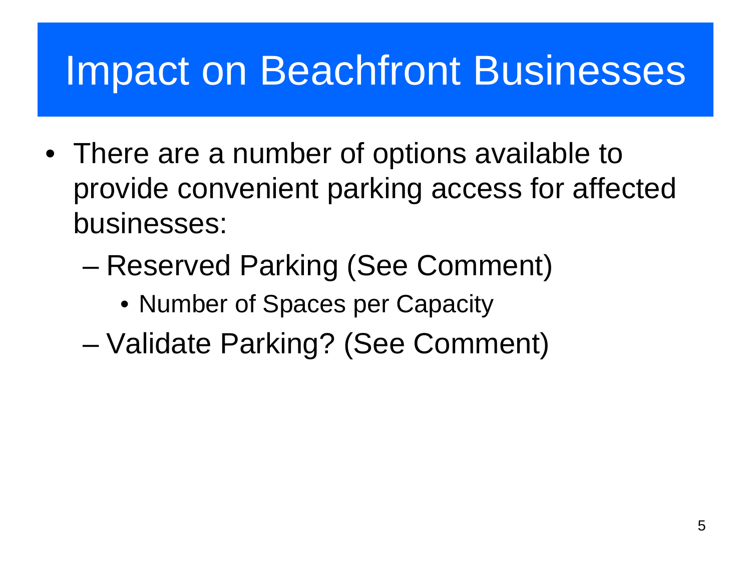# Impact on Beachfront Businesses

- There are a number of options available to provide convenient parking access for affected businesses:
  - Reserved Parking (See Comment)
    - Number of Spaces per Capacity
  - Validate Parking? (See Comment)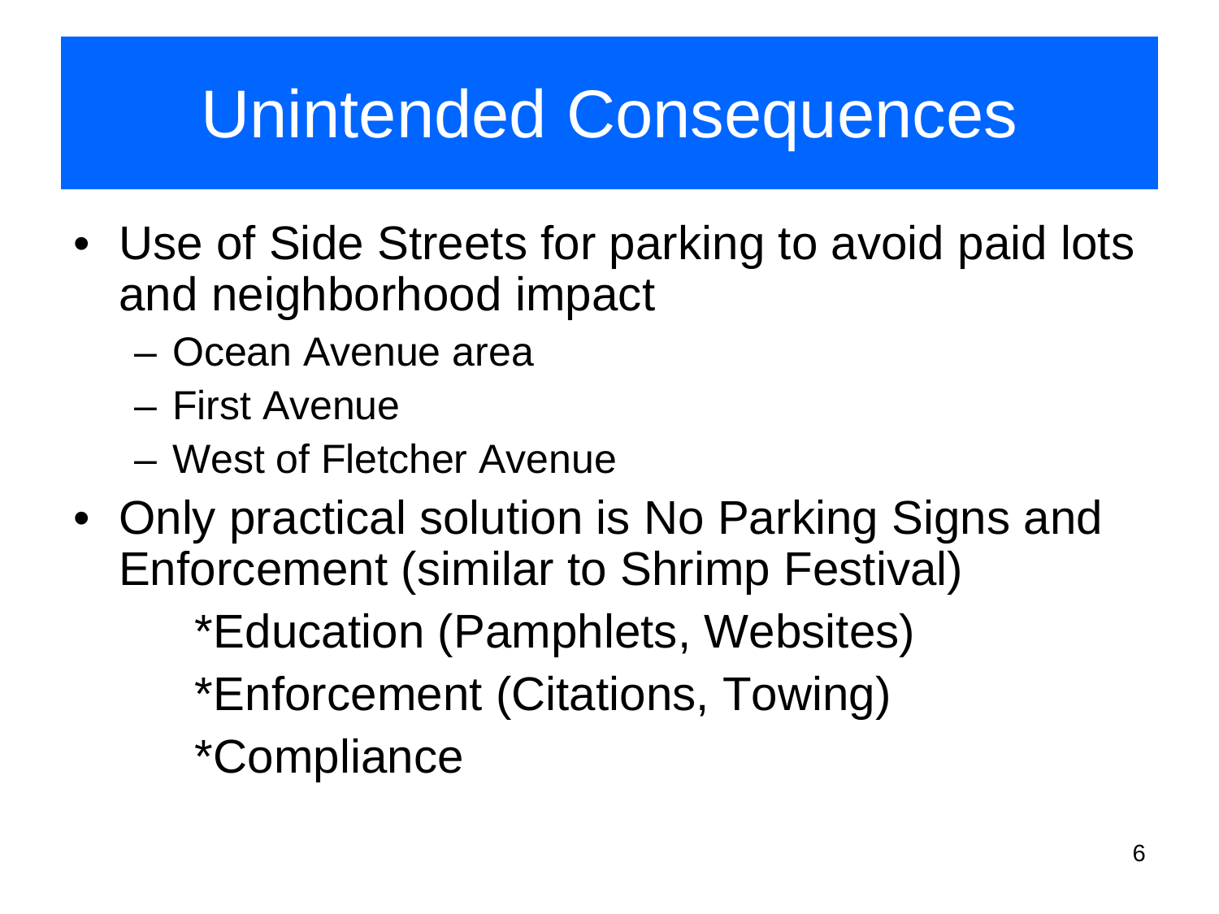# Unintended Consequences

- Use of Side Streets for parking to avoid paid lots and neighborhood impact
  - Ocean Avenue area
  - First Avenue
  - West of Fletcher Avenue
- Only practical solution is No Parking Signs and Enforcement (similar to Shrimp Festival)

  *Education (Pamphlets, Websites)

  *Enforcement (Citations, Towing)

  *Compliance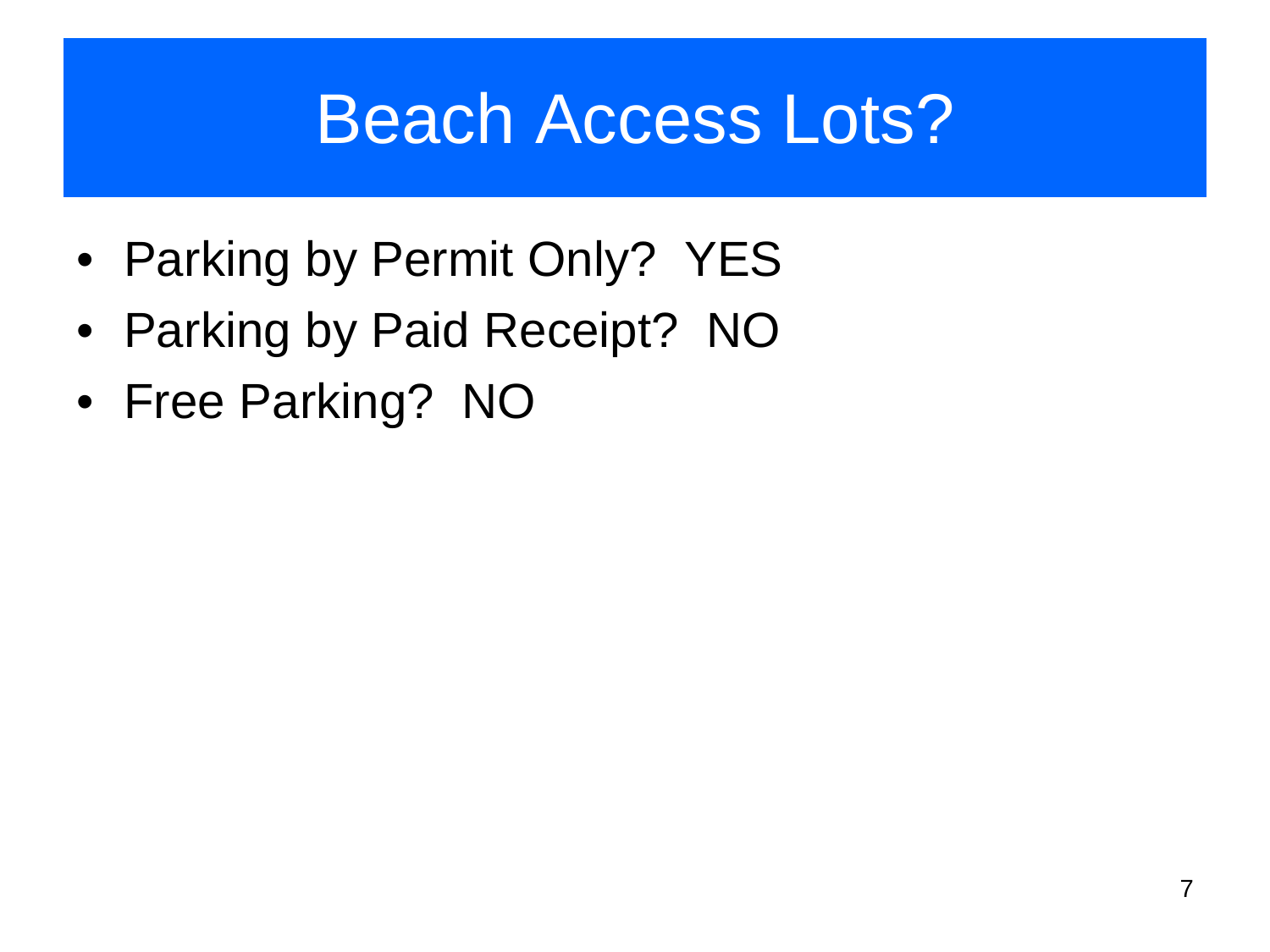# Beach Access Lots?

- Parking by Permit Only?  YES
- Parking by Paid Receipt?  NO
- Free Parking?  NO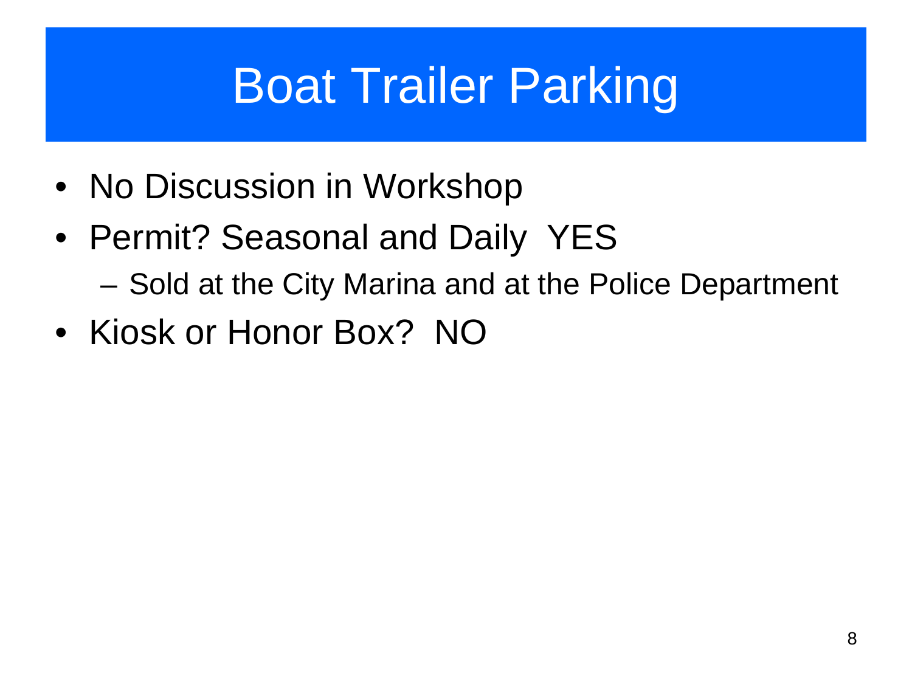# Boat Trailer Parking

- No Discussion in Workshop
- Permit? Seasonal and Daily YES
  - Sold at the City Marina and at the Police Department
- Kiosk or Honor Box? NO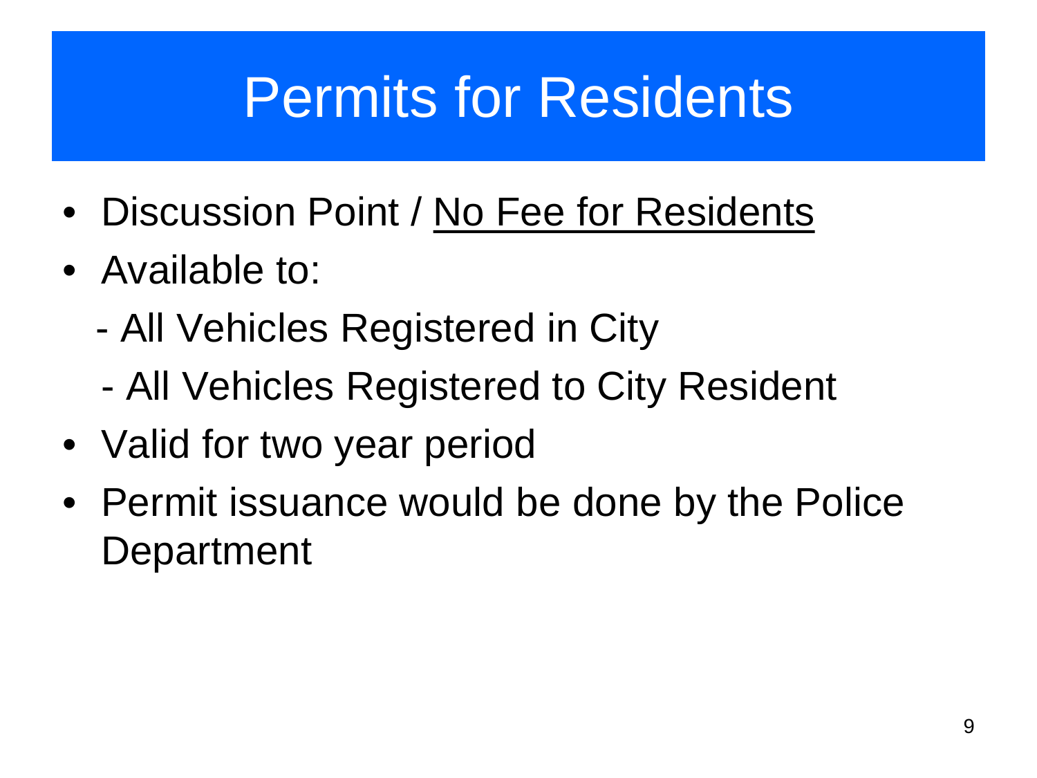# Permits for Residents

- Discussion Point / <u>No Fee for Residents</u>
- Available to:
  - All Vehicles Registered in City
  - All Vehicles Registered to City Resident
- Valid for two year period
- Permit issuance would be done by the Police Department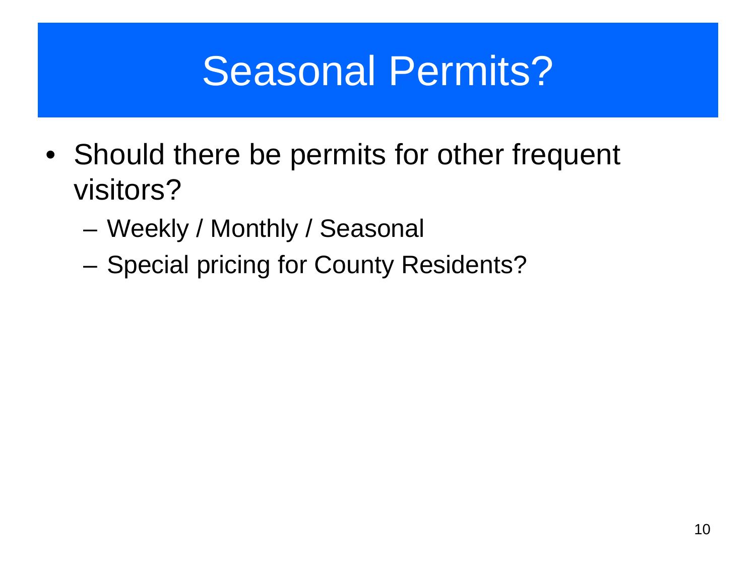# Seasonal Permits?

- Should there be permits for other frequent visitors?
  - Weekly / Monthly / Seasonal
  - Special pricing for County Residents?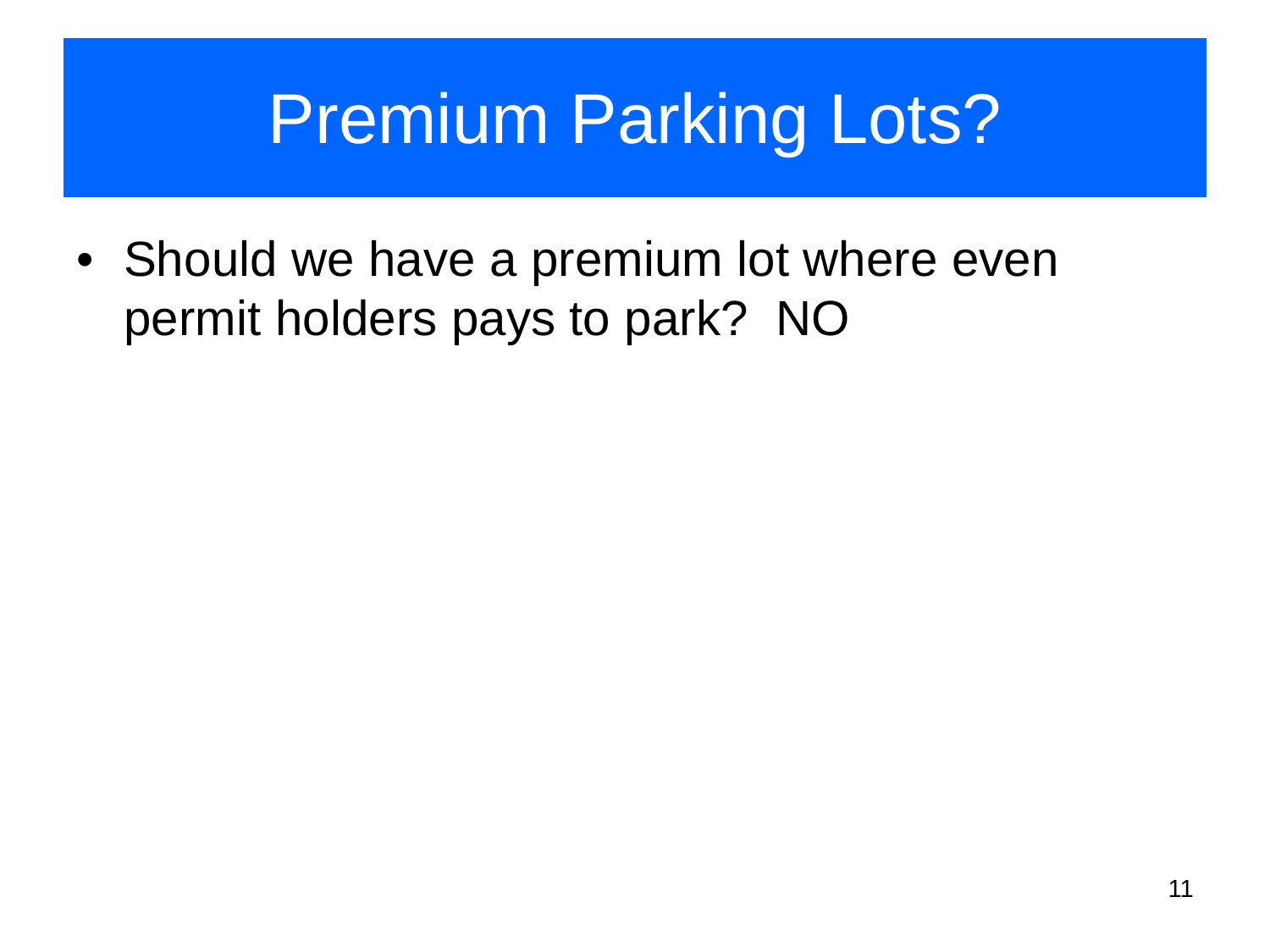# Premium Parking Lots?

- Should we have a premium lot where even permit holders pays to park? NO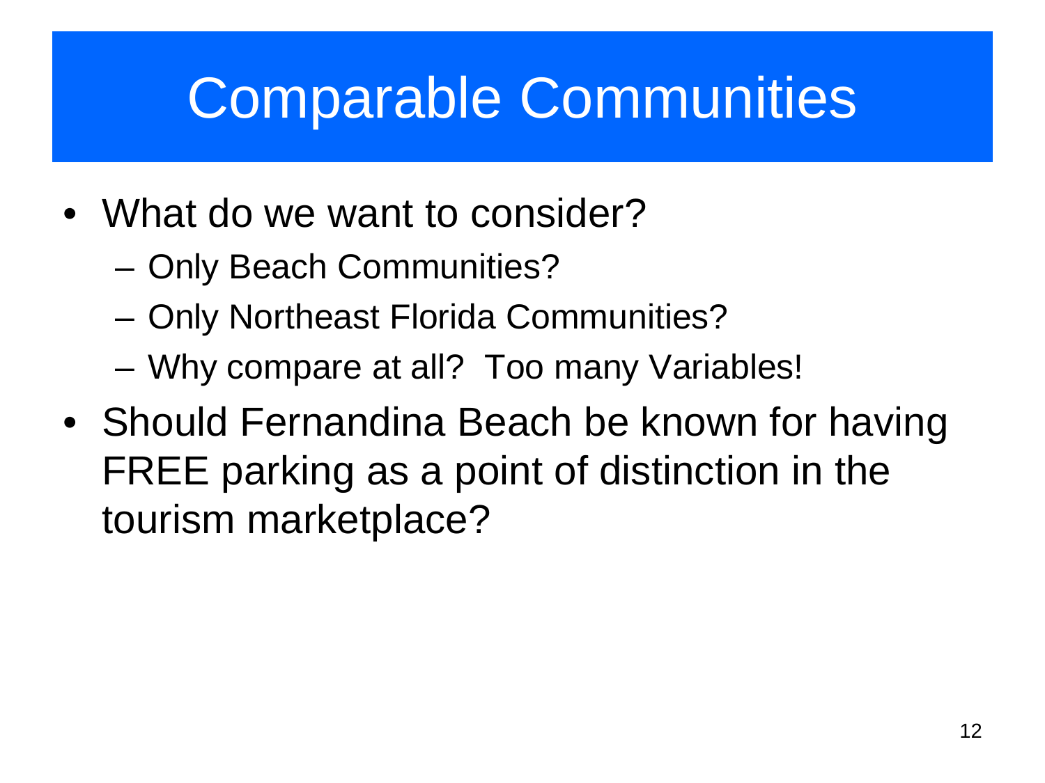# Comparable Communities

- What do we want to consider?
  - Only Beach Communities?
  - Only Northeast Florida Communities?
  - Why compare at all? Too many Variables!
- Should Fernandina Beach be known for having FREE parking as a point of distinction in the tourism marketplace?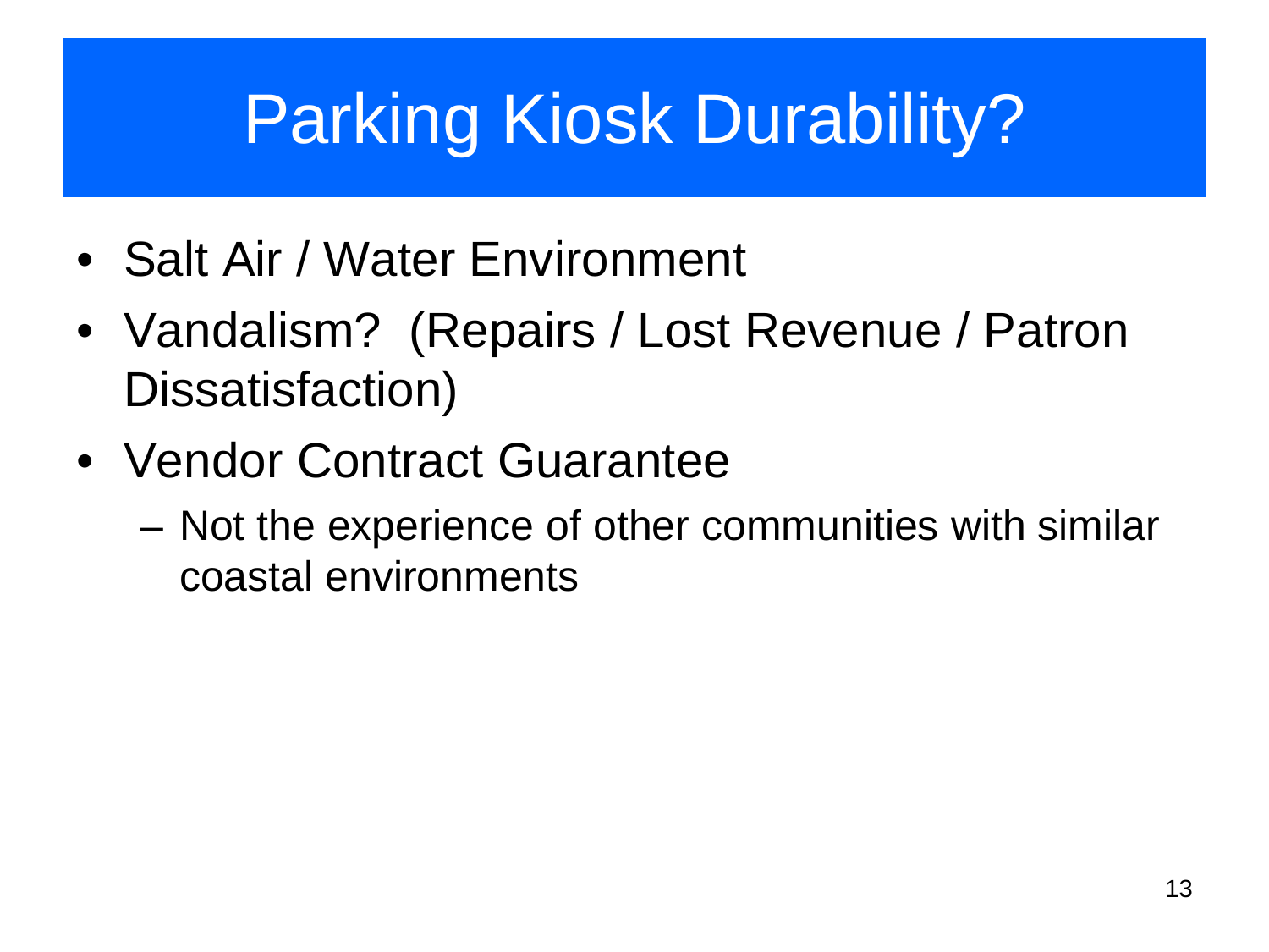# Parking Kiosk Durability?

- Salt Air / Water Environment
- Vandalism?  (Repairs / Lost Revenue / Patron Dissatisfaction)
- Vendor Contract Guarantee
  - Not the experience of other communities with similar coastal environments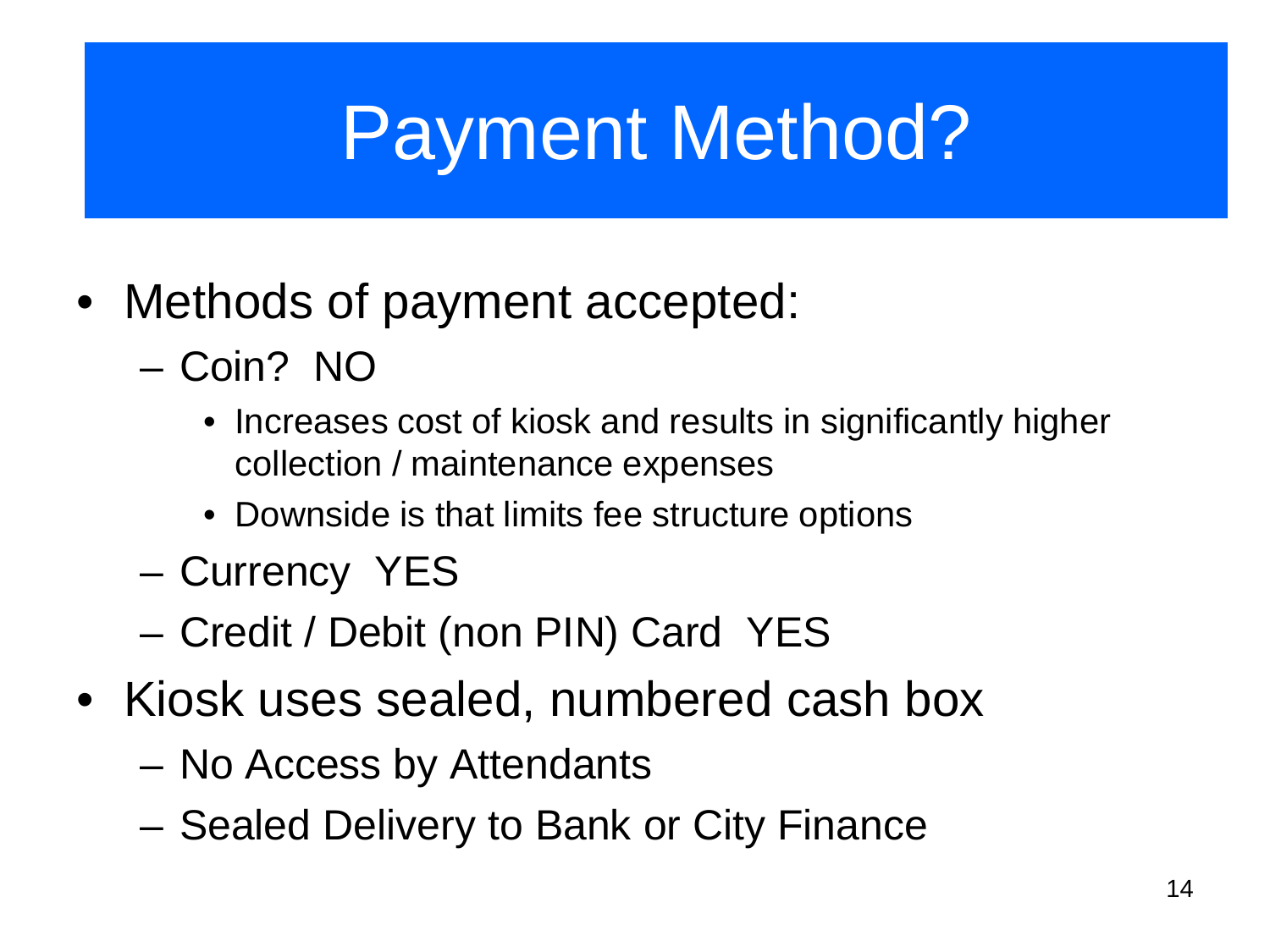# Payment Method?

- Methods of payment accepted:
  - Coin? NO
    - Increases cost of kiosk and results in significantly higher collection / maintenance expenses
    - Downside is that limits fee structure options
  - Currency YES
  - Credit / Debit (non PIN) Card YES
- Kiosk uses sealed, numbered cash box
  - No Access by Attendants
  - Sealed Delivery to Bank or City Finance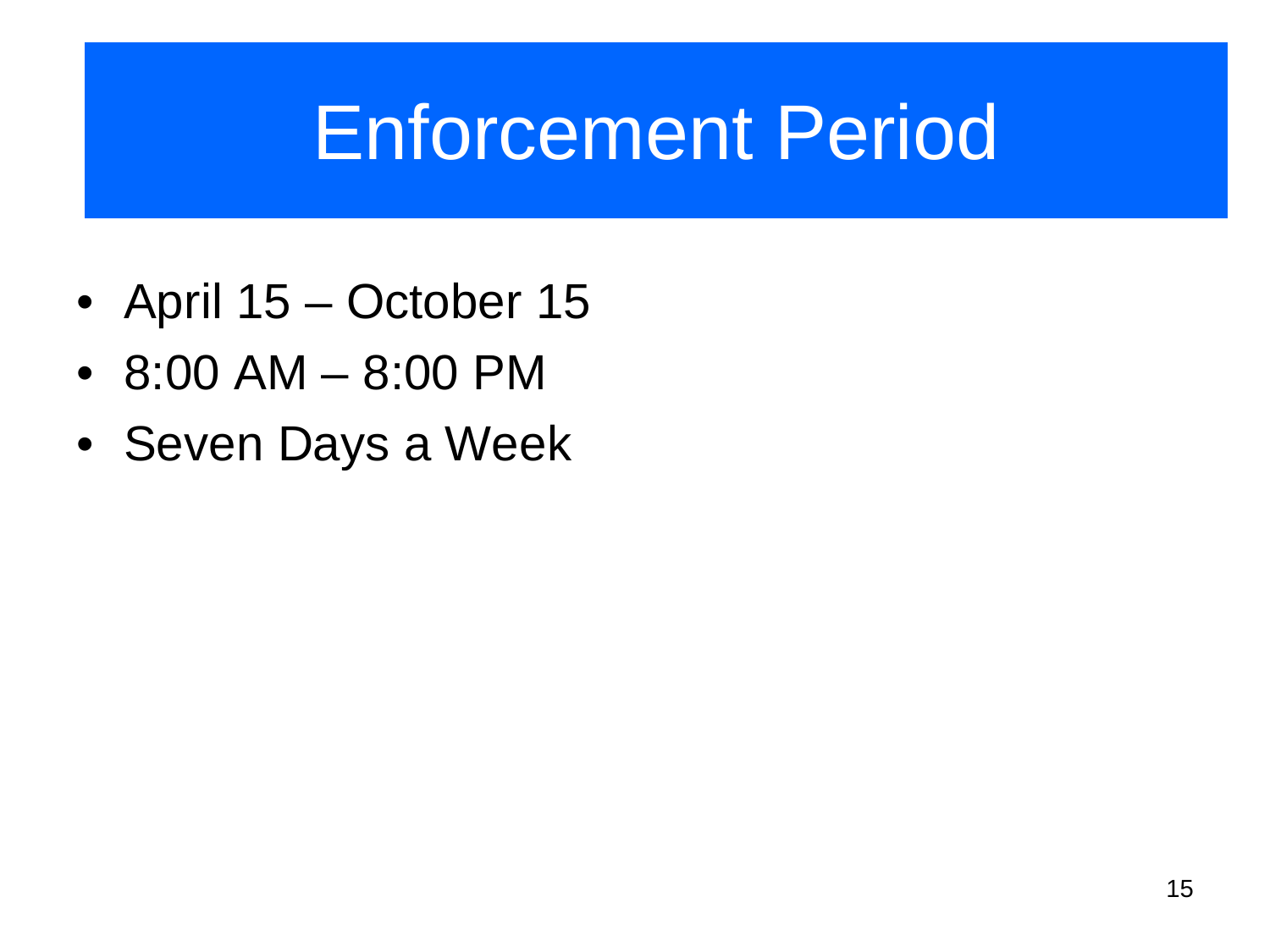# Enforcement Period

- April 15 – October 15
- 8:00 AM – 8:00 PM
- Seven Days a Week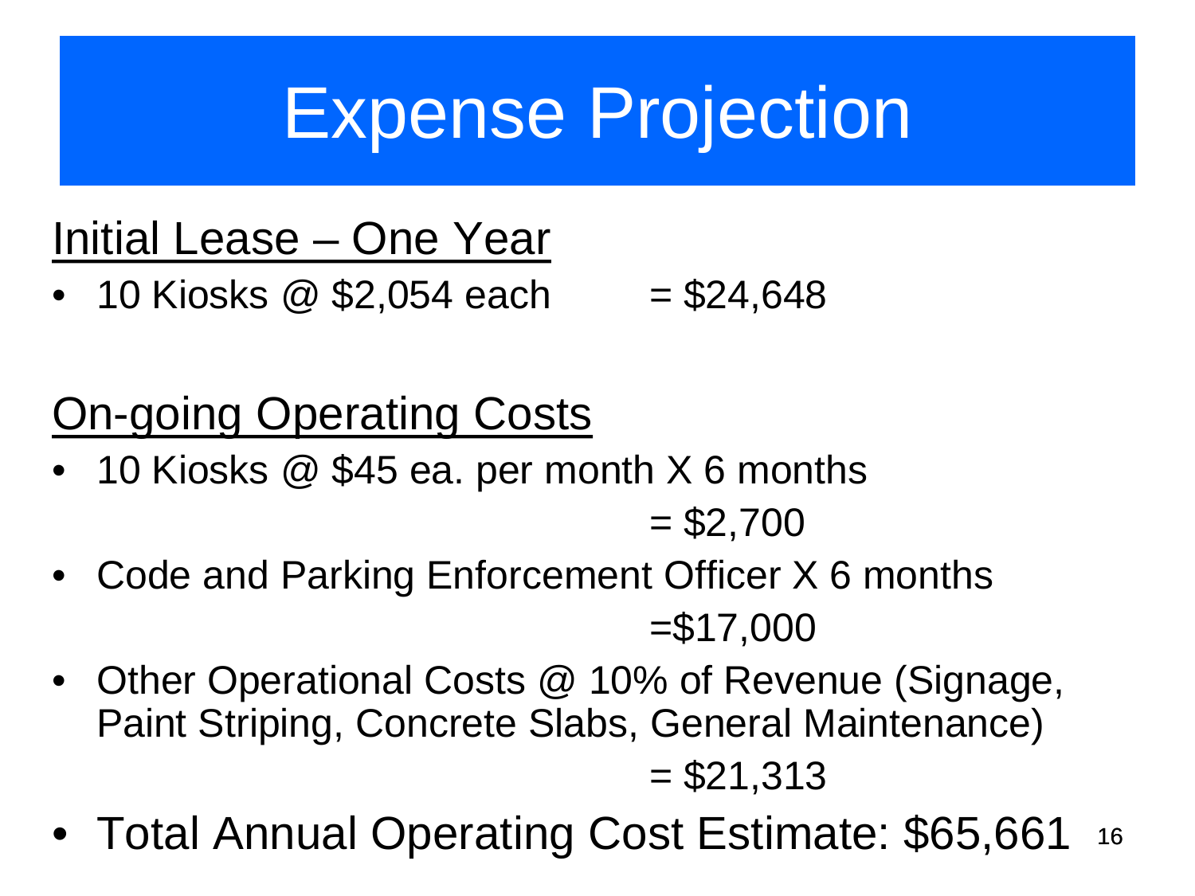# Expense Projection

<u>Initial Lease – One Year</u>

- 10 Kiosks @ \$2,054 each = \$24,648

<u>On-going Operating Costs</u>

- 10 Kiosks @ \$45 ea. per month X 6 months = \$2,700
- Code and Parking Enforcement Officer X 6 months =\$17,000
- Other Operational Costs @ 10% of Revenue (Signage, Paint Striping, Concrete Slabs, General Maintenance) = \$21,313
- Total Annual Operating Cost Estimate: \$65,661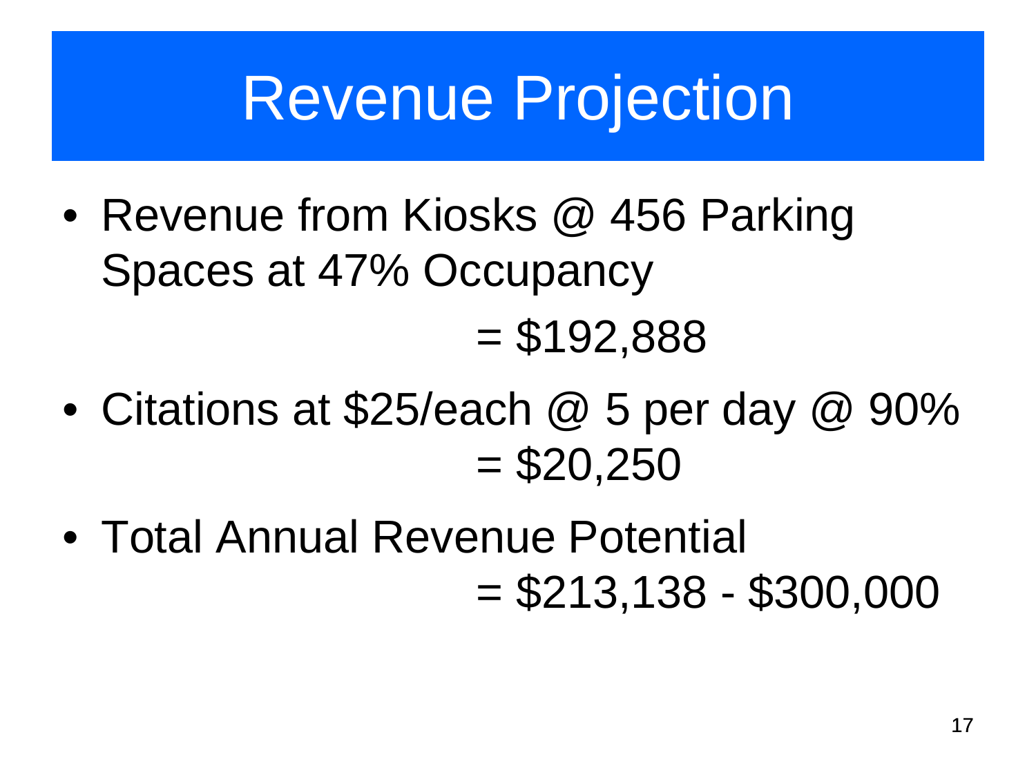# Revenue Projection

- Revenue from Kiosks @ 456 Parking Spaces at 47% Occupancy

  = $192,888

- Citations at $25/each @ 5 per day @ 90%
  = $20,250

- Total Annual Revenue Potential
  = $213,138 - $300,000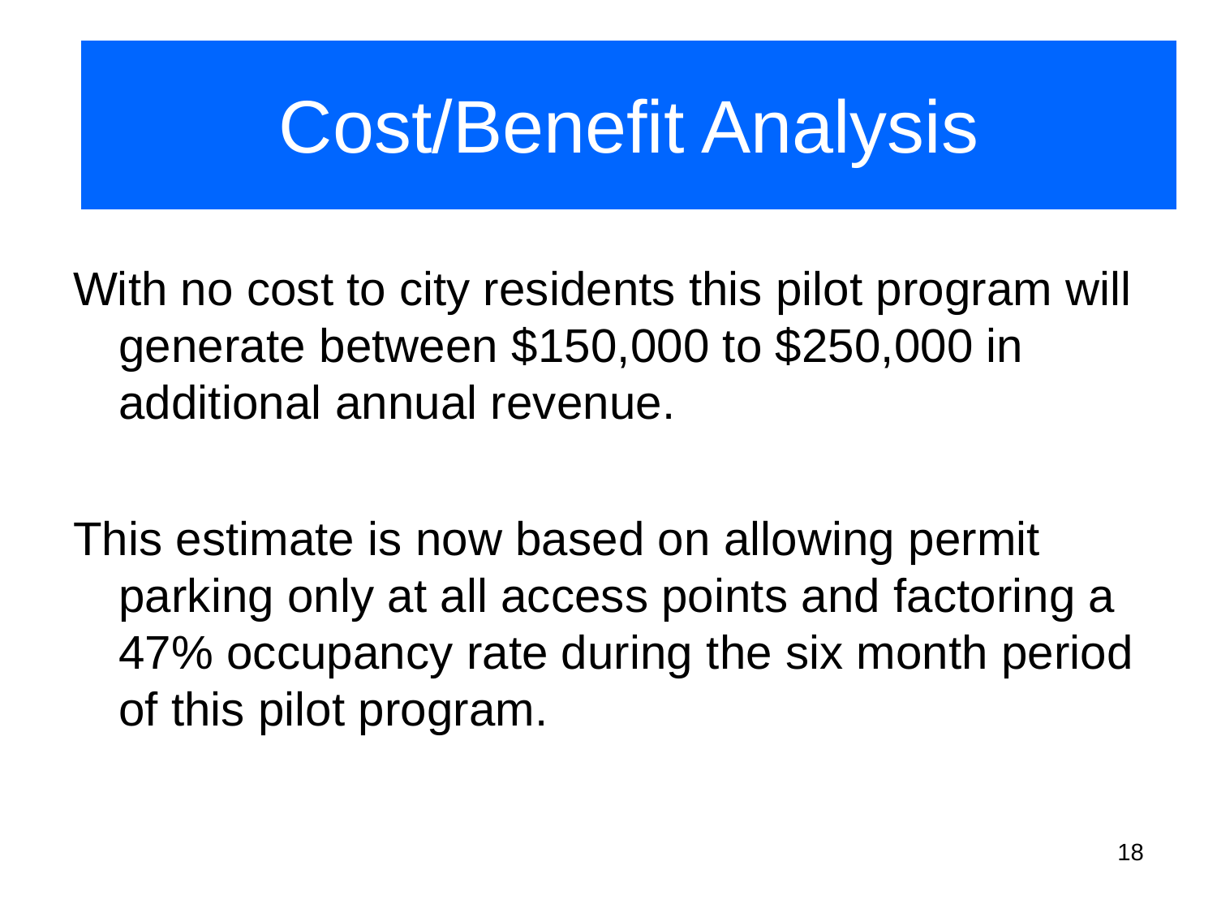# Cost/Benefit Analysis

With no cost to city residents this pilot program will generate between $150,000 to $250,000 in additional annual revenue.

This estimate is now based on allowing permit parking only at all access points and factoring a 47% occupancy rate during the six month period of this pilot program.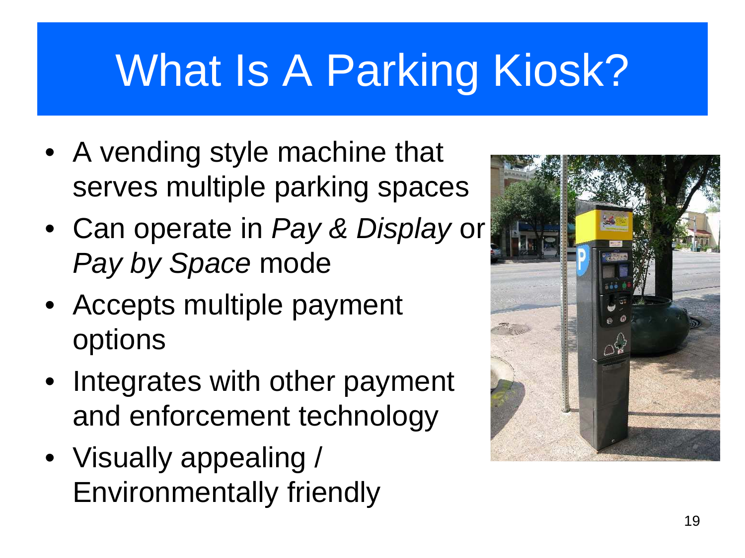# What Is A Parking Kiosk?

- A vending style machine that serves multiple parking spaces
- Can operate in *Pay & Display* or *Pay by Space* mode
- Accepts multiple payment options
- Integrates with other payment and enforcement technology
- Visually appealing / Environmentally friendly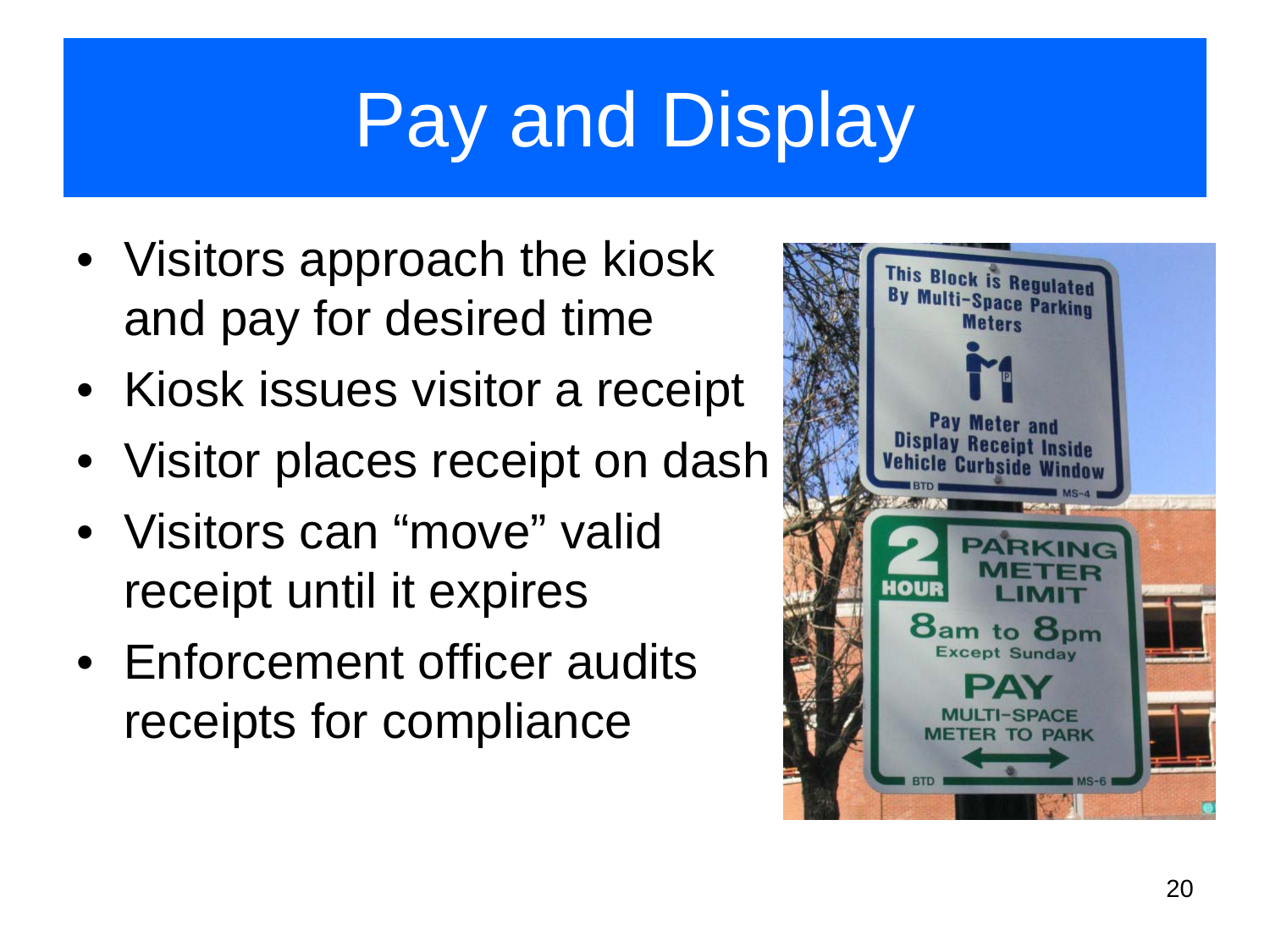# Pay and Display

- Visitors approach the kiosk and pay for desired time
- Kiosk issues visitor a receipt
- Visitor places receipt on dash
- Visitors can "move" valid receipt until it expires
- Enforcement officer audits receipts for compliance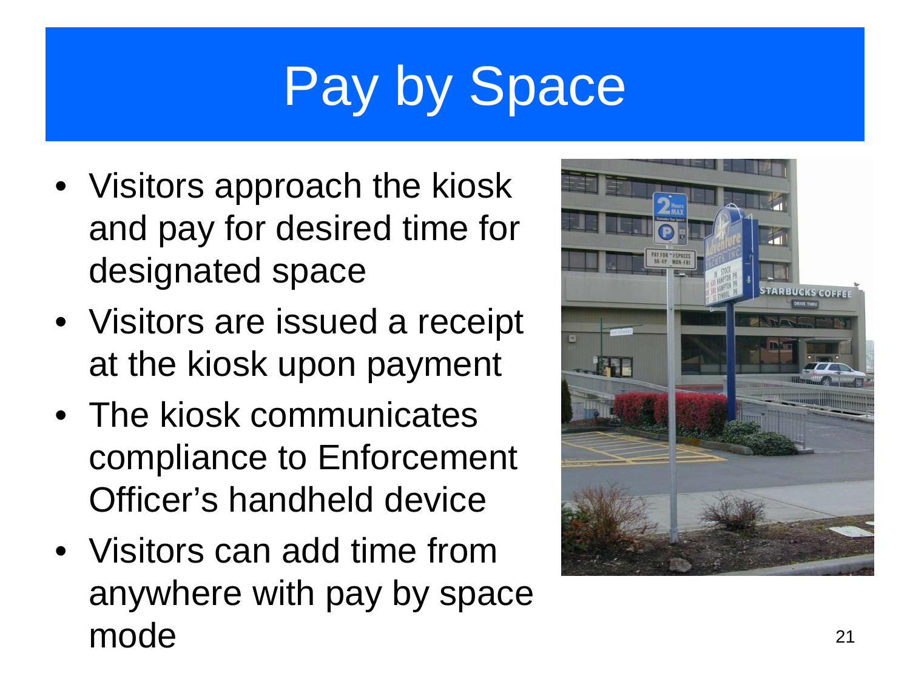# Pay by Space

- Visitors approach the kiosk and pay for desired time for designated space
- Visitors are issued a receipt at the kiosk upon payment
- The kiosk communicates compliance to Enforcement Officer's handheld device
- Visitors can add time from anywhere with pay by space mode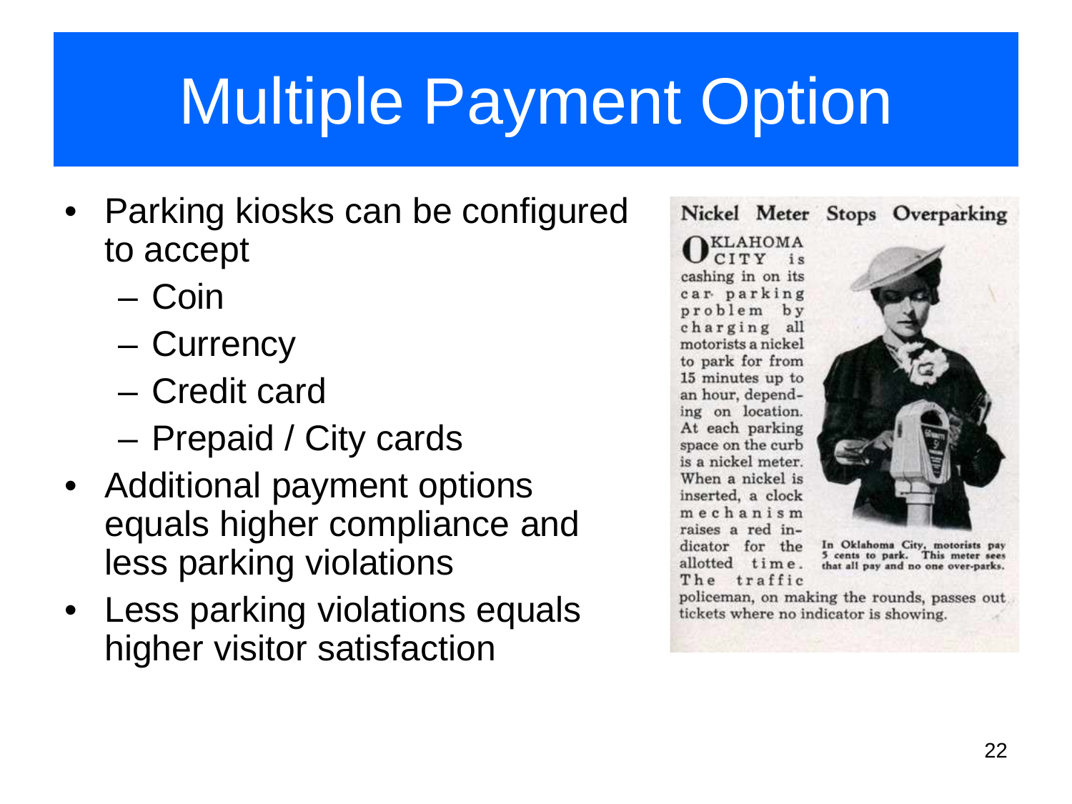# Multiple Payment Option

- Parking kiosks can be configured to accept
  - Coin
  - Currency
  - Credit card
  - Prepaid / City cards
- Additional payment options equals higher compliance and less parking violations
- Less parking violations equals higher visitor satisfaction

**Nickel Meter Stops Overparking**

OKLAHOMA CITY is cashing in on its car parking problem by charging all motorists a nickel to park for from 15 minutes up to an hour, depending on location. At each parking space on the curb is a nickel meter. When a nickel is inserted, a clock mechanism raises a red indicator for the allotted time. The traffic policeman, on making the rounds, passes out tickets where no indicator is showing.

In Oklahoma City, motorists pay 5 cents to park. This meter sees that all pay and no one over-parks.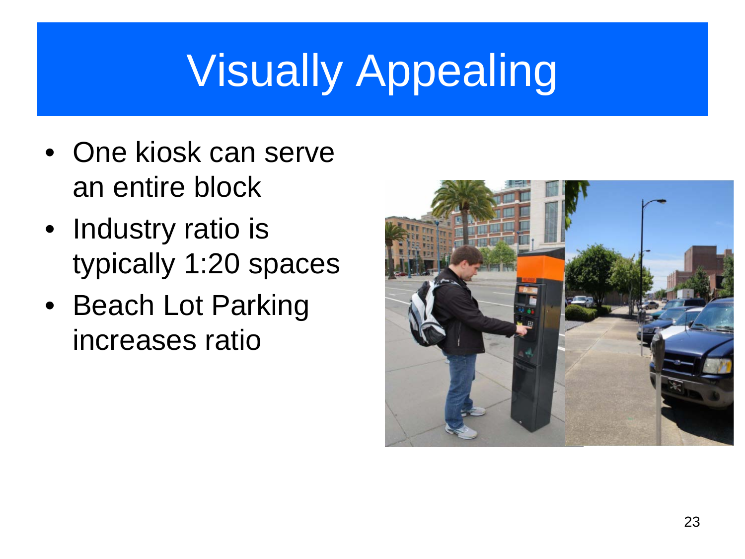# Visually Appealing

- One kiosk can serve an entire block
- Industry ratio is typically 1:20 spaces
- Beach Lot Parking increases ratio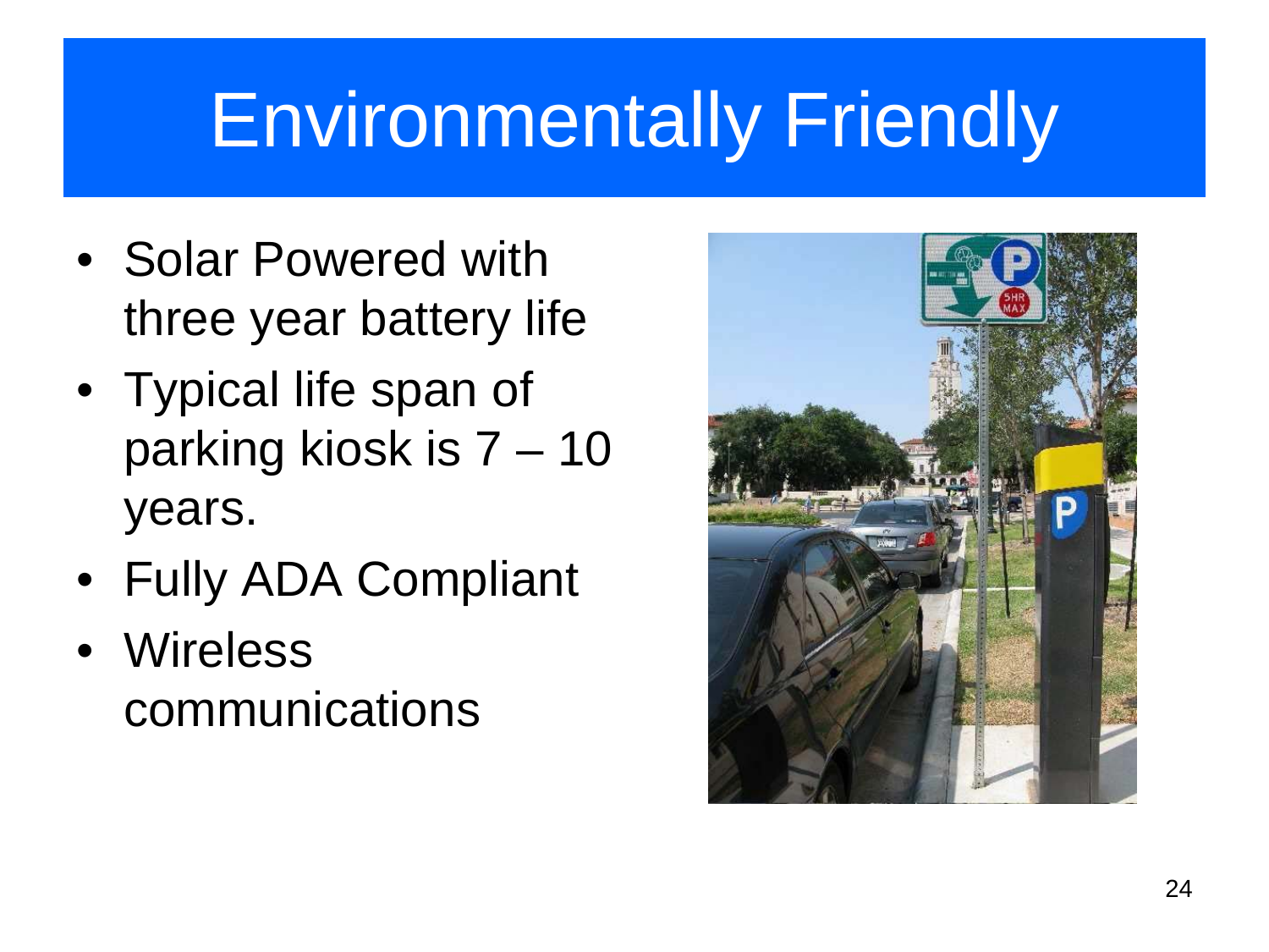# Environmentally Friendly

- Solar Powered with three year battery life
- Typical life span of parking kiosk is 7 – 10 years.
- Fully ADA Compliant
- Wireless communications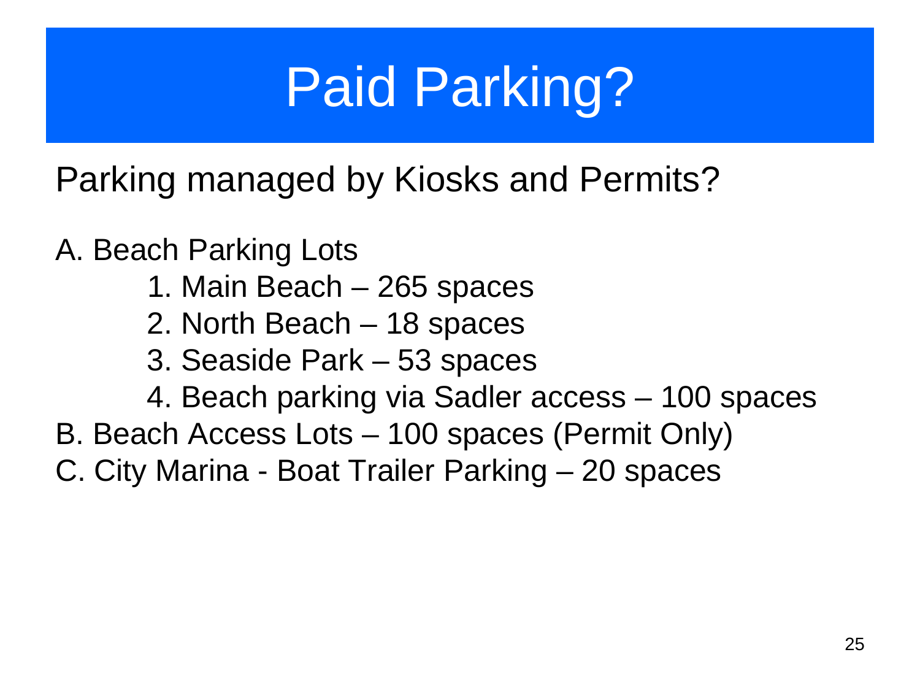# Paid Parking?

Parking managed by Kiosks and Permits?

A. Beach Parking Lots

1. Main Beach – 265 spaces
2. North Beach – 18 spaces
3. Seaside Park – 53 spaces
4. Beach parking via Sadler access – 100 spaces

B. Beach Access Lots – 100 spaces (Permit Only)

C. City Marina - Boat Trailer Parking – 20 spaces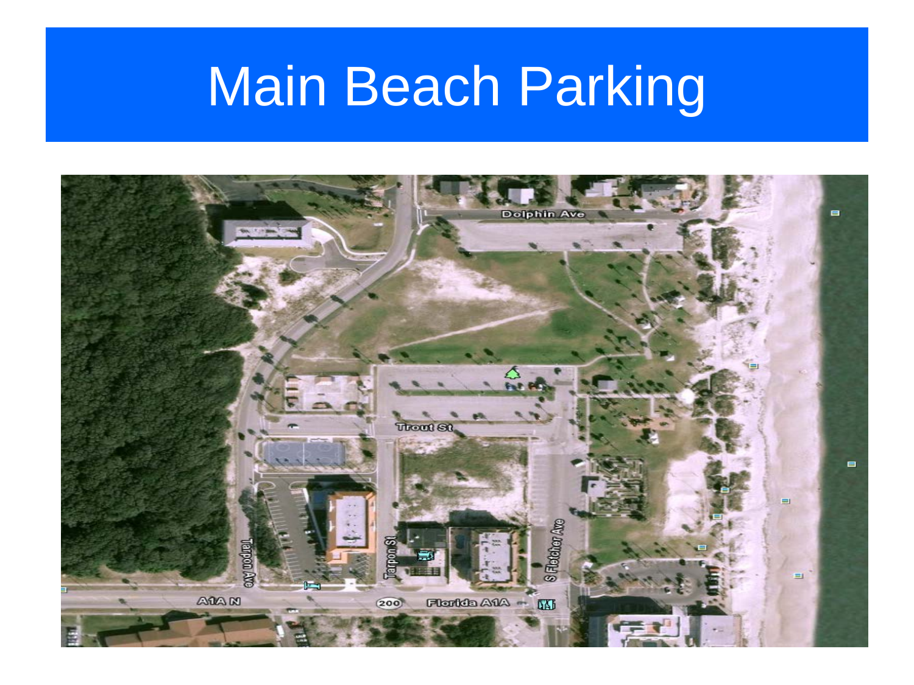# Main Beach Parking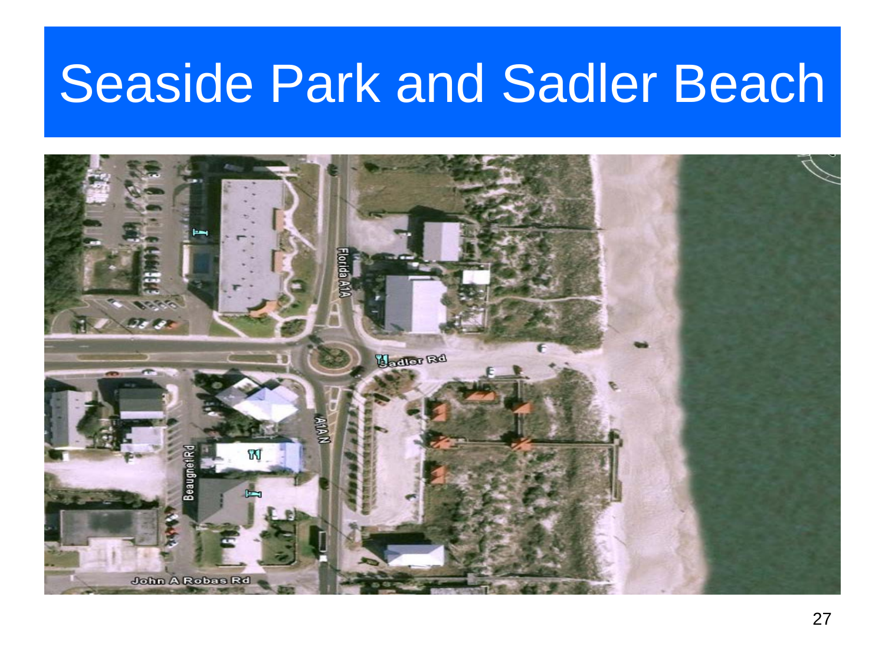# Seaside Park and Sadler Beach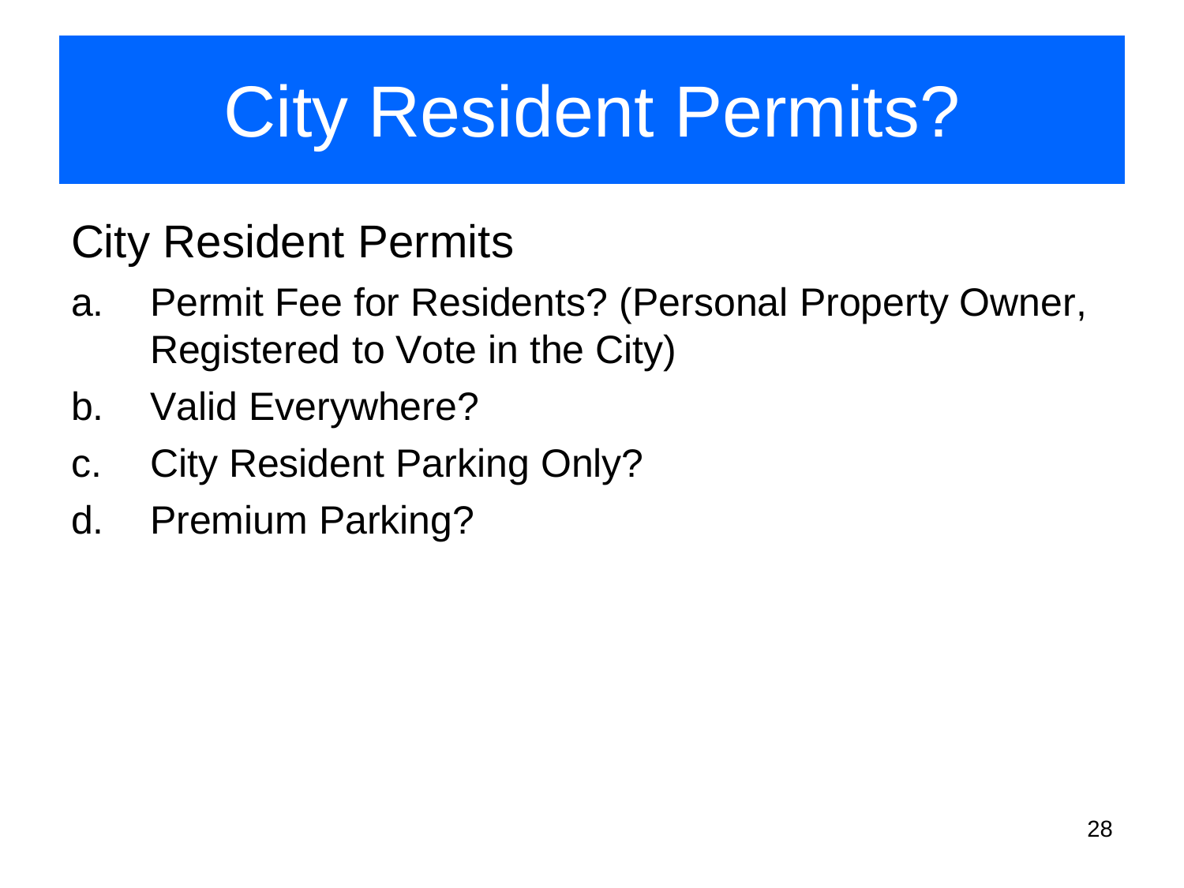# City Resident Permits?

City Resident Permits

a. Permit Fee for Residents? (Personal Property Owner, Registered to Vote in the City)
b. Valid Everywhere?
c. City Resident Parking Only?
d. Premium Parking?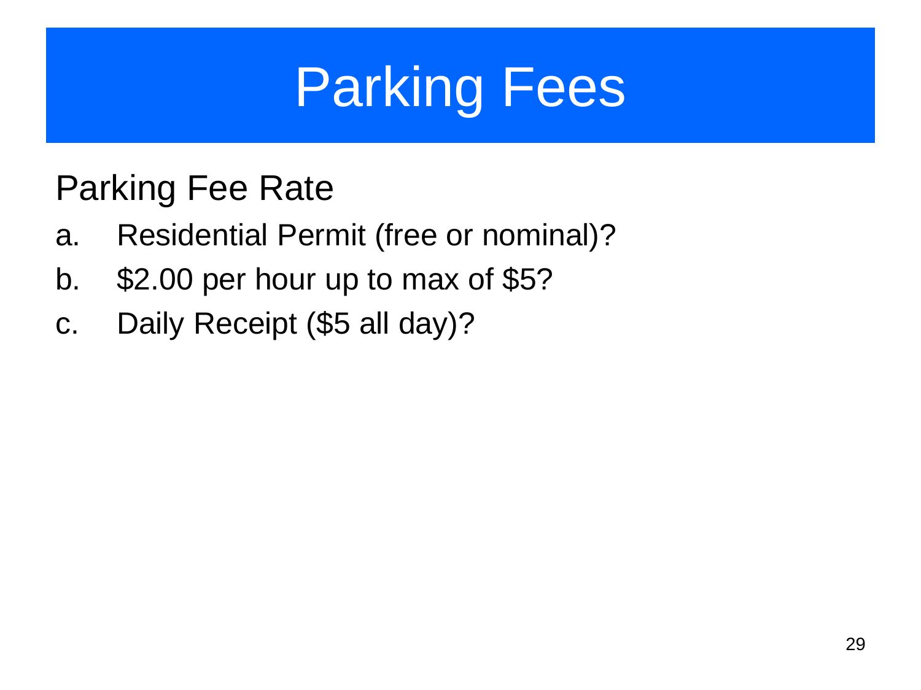# Parking Fees

Parking Fee Rate

a. Residential Permit (free or nominal)?
b. $2.00 per hour up to max of $5?
c. Daily Receipt ($5 all day)?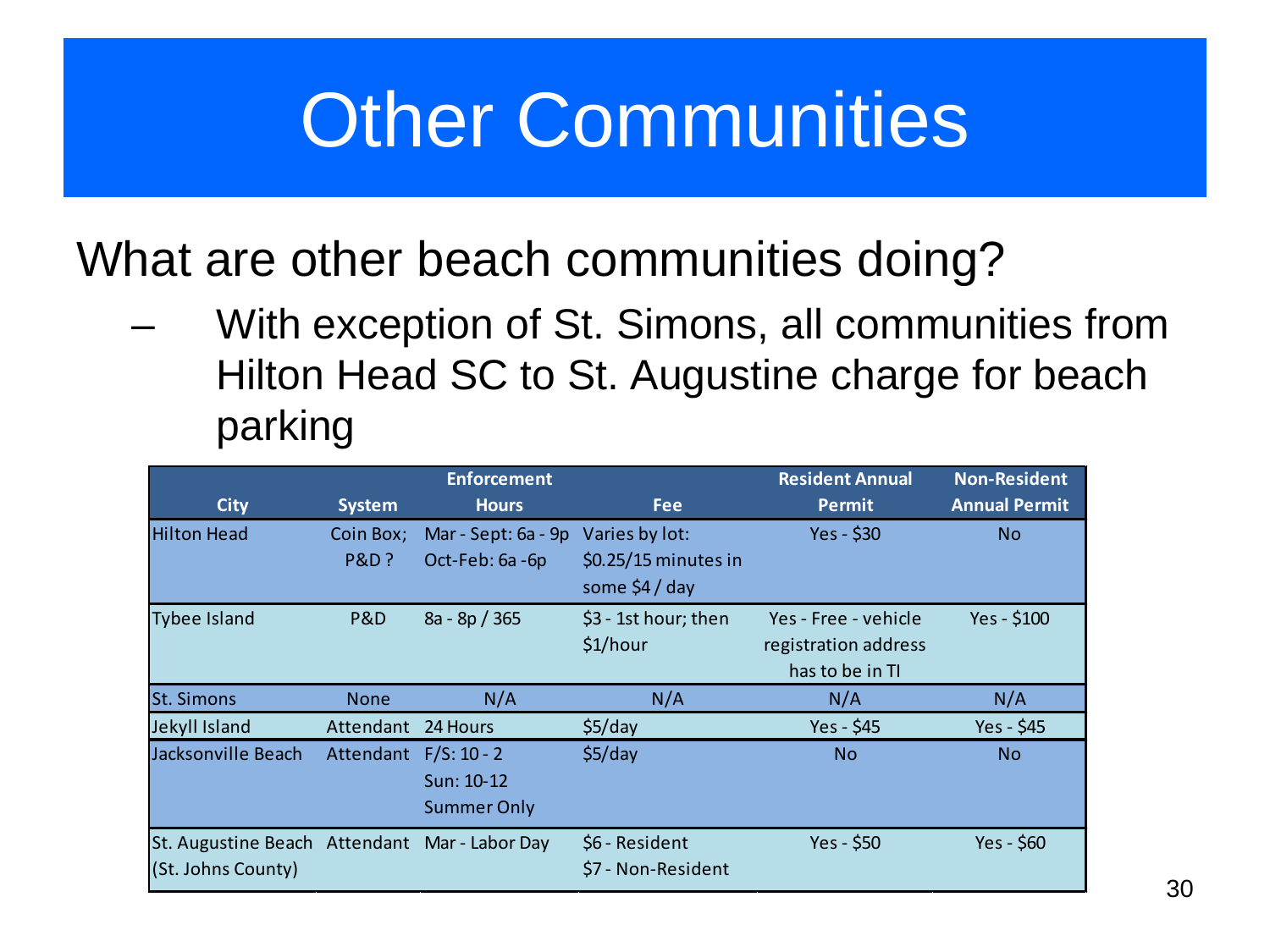# Other Communities

What are other beach communities doing?

- With exception of St. Simons, all communities from Hilton Head SC to St. Augustine charge for beach parking

| City | System | Enforcement Hours | Fee | Resident Annual Permit | Non-Resident Annual Permit |
|---|---|---|---|---|---|
| Hilton Head | Coin Box; P&D ? | Mar - Sept: 6a - 9p Oct-Feb: 6a -6p | Varies by lot: $0.25/15 minutes in some $4 / day | Yes - $30 | No |
| Tybee Island | P&D | 8a - 8p / 365 | $3 - 1st hour; then $1/hour | Yes - Free - vehicle registration address has to be in TI | Yes - $100 |
| St. Simons | None | N/A | N/A | N/A | N/A |
| Jekyll Island | Attendant | 24 Hours | $5/day | Yes - $45 | Yes - $45 |
| Jacksonville Beach | Attendant | F/S: 10 - 2 Sun: 10-12 Summer Only | $5/day | No | No |
| St. Augustine Beach (St. Johns County) | Attendant | Mar - Labor Day | $6 - Resident $7 - Non-Resident | Yes - $50 | Yes - $60 |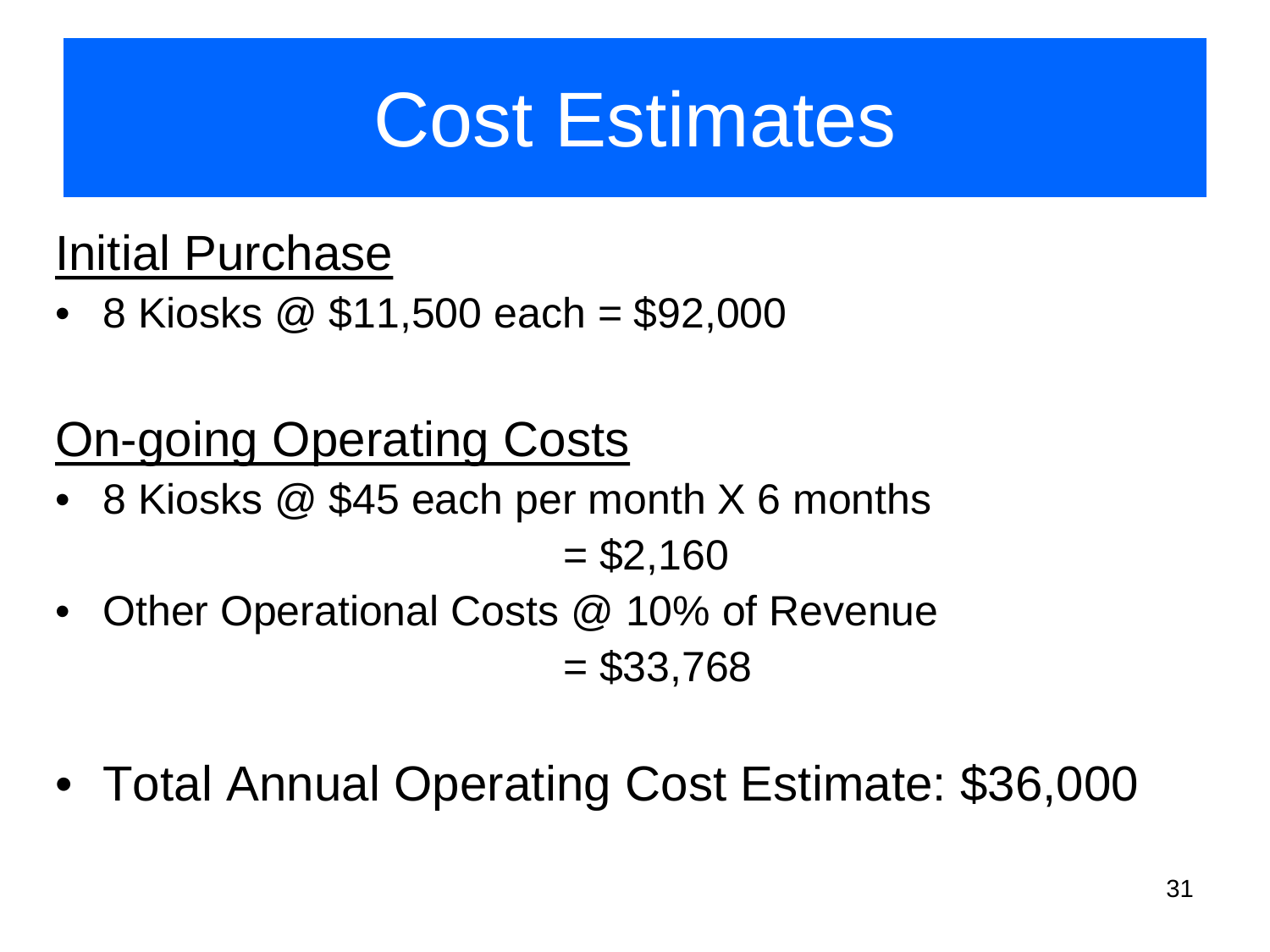# Cost Estimates

<u>Initial Purchase</u>

- 8 Kiosks @ $11,500 each = $92,000

<u>On-going Operating Costs</u>

- 8 Kiosks @ $45 each per month X 6 months
  = $2,160
- Other Operational Costs @ 10% of Revenue
  = $33,768

- Total Annual Operating Cost Estimate: $36,000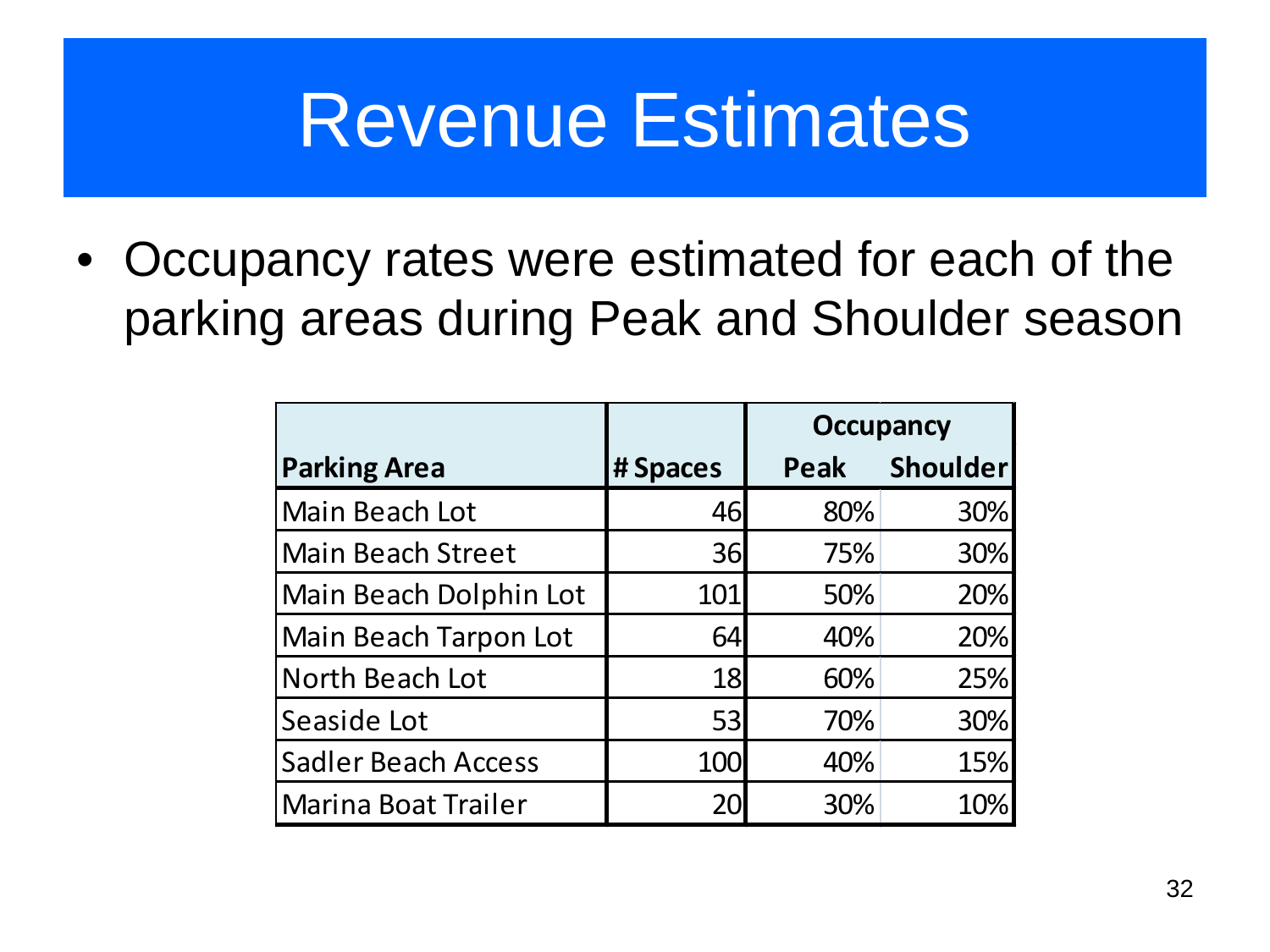# Revenue Estimates

- Occupancy rates were estimated for each of the parking areas during Peak and Shoulder season

| Parking Area | # Spaces | Occupancy | |
|---|---|---|---|
| | | Peak | Shoulder |
| Main Beach Lot | 46 | 80% | 30% |
| Main Beach Street | 36 | 75% | 30% |
| Main Beach Dolphin Lot | 101 | 50% | 20% |
| Main Beach Tarpon Lot | 64 | 40% | 20% |
| North Beach Lot | 18 | 60% | 25% |
| Seaside Lot | 53 | 70% | 30% |
| Sadler Beach Access | 100 | 40% | 15% |
| Marina Boat Trailer | 20 | 30% | 10% |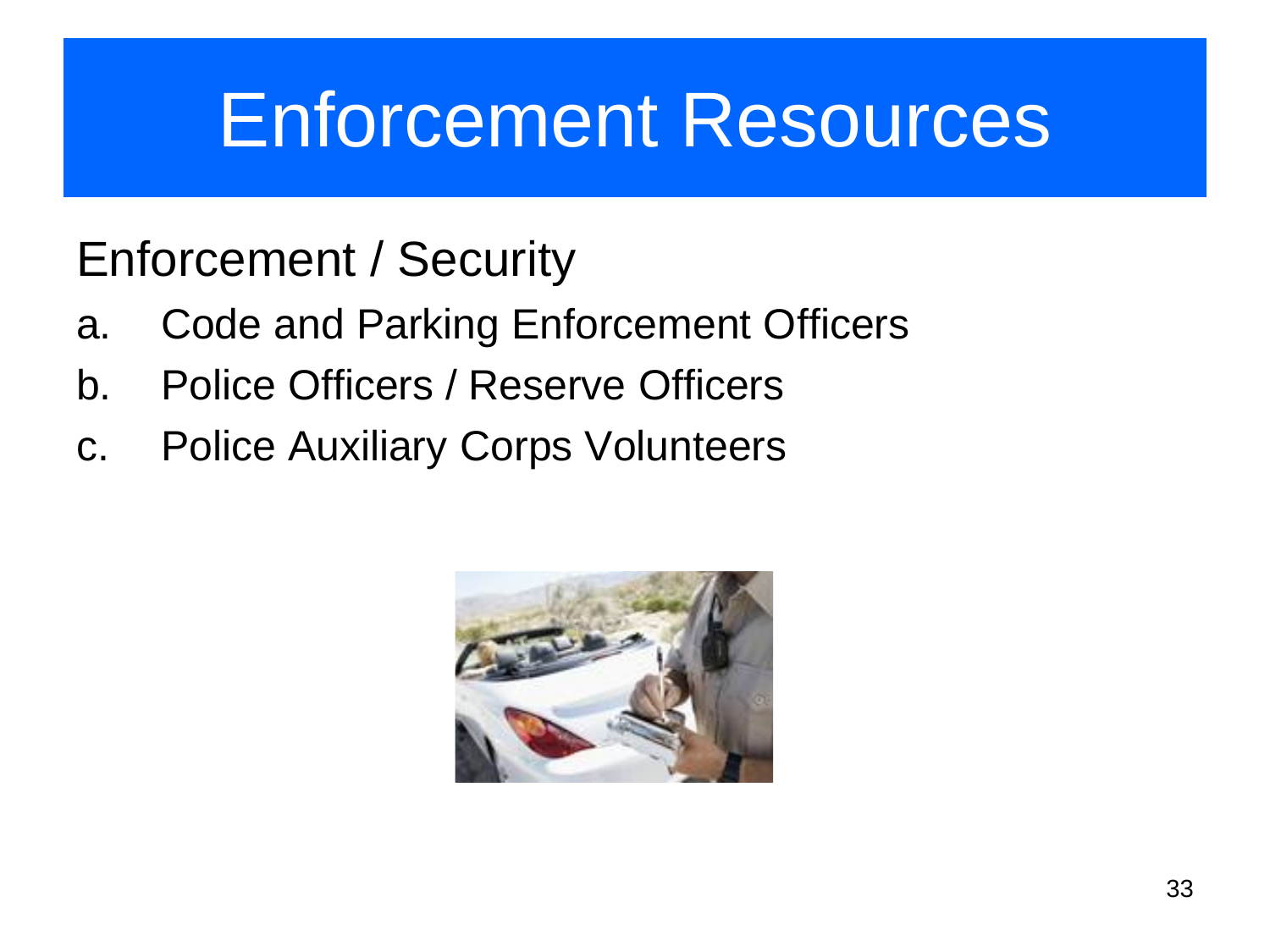# Enforcement Resources

Enforcement / Security

a. Code and Parking Enforcement Officers
b. Police Officers / Reserve Officers
c. Police Auxiliary Corps Volunteers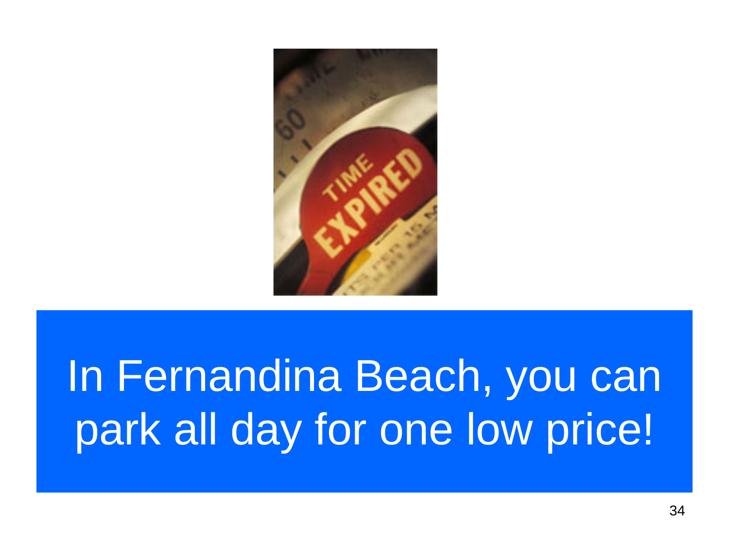In Fernandina Beach, you can park all day for one low price!